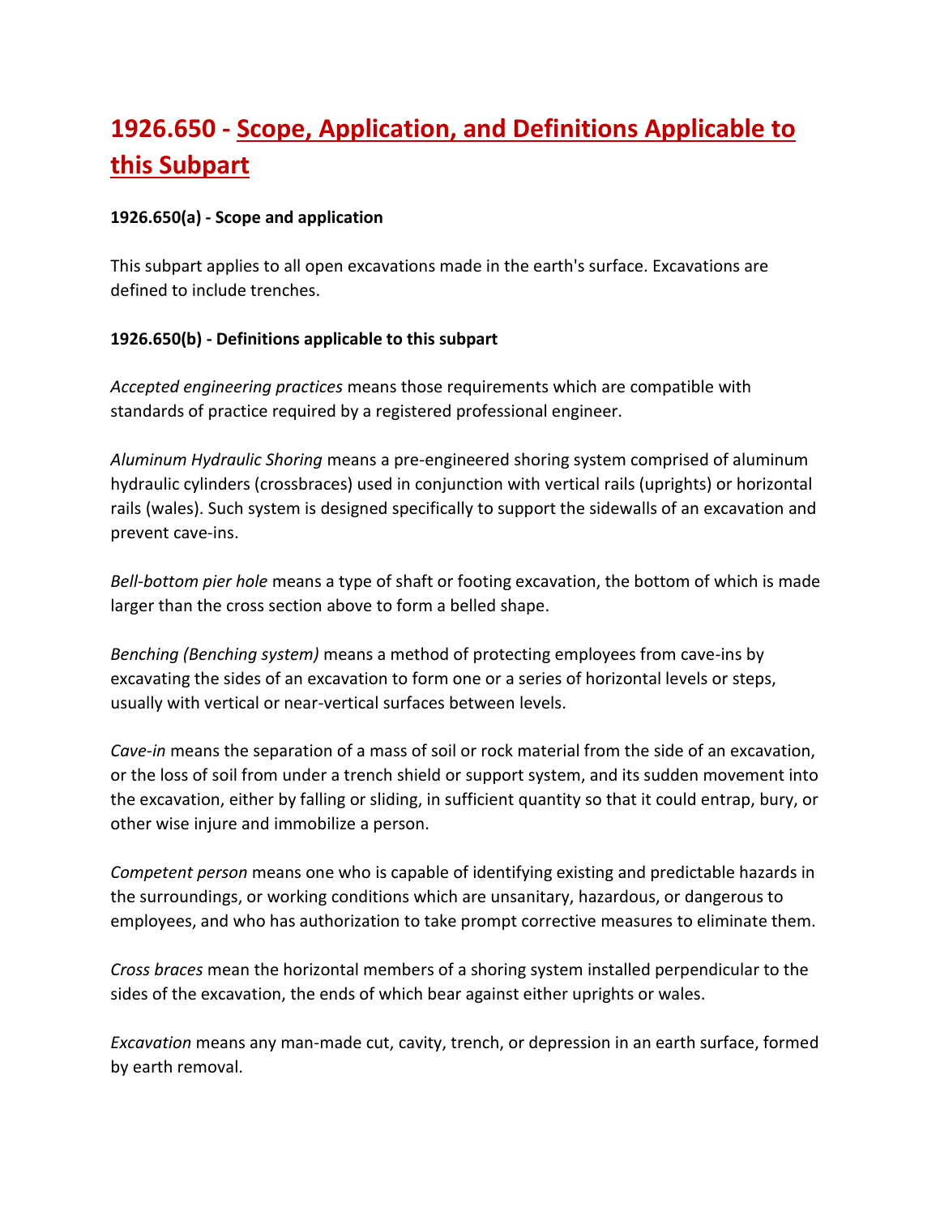# 1926.650 - Scope, Application, and Definitions Applicable to this Subpart

**1926.650(a) - Scope and application**

This subpart applies to all open excavations made in the earth's surface. Excavations are defined to include trenches.

**1926.650(b) - Definitions applicable to this subpart**

*Accepted engineering practices* means those requirements which are compatible with standards of practice required by a registered professional engineer.

*Aluminum Hydraulic Shoring* means a pre-engineered shoring system comprised of aluminum hydraulic cylinders (crossbraces) used in conjunction with vertical rails (uprights) or horizontal rails (wales). Such system is designed specifically to support the sidewalls of an excavation and prevent cave-ins.

*Bell-bottom pier hole* means a type of shaft or footing excavation, the bottom of which is made larger than the cross section above to form a belled shape.

*Benching (Benching system)* means a method of protecting employees from cave-ins by excavating the sides of an excavation to form one or a series of horizontal levels or steps, usually with vertical or near-vertical surfaces between levels.

*Cave-in* means the separation of a mass of soil or rock material from the side of an excavation, or the loss of soil from under a trench shield or support system, and its sudden movement into the excavation, either by falling or sliding, in sufficient quantity so that it could entrap, bury, or other wise injure and immobilize a person.

*Competent person* means one who is capable of identifying existing and predictable hazards in the surroundings, or working conditions which are unsanitary, hazardous, or dangerous to employees, and who has authorization to take prompt corrective measures to eliminate them.

*Cross braces* mean the horizontal members of a shoring system installed perpendicular to the sides of the excavation, the ends of which bear against either uprights or wales.

*Excavation* means any man-made cut, cavity, trench, or depression in an earth surface, formed by earth removal.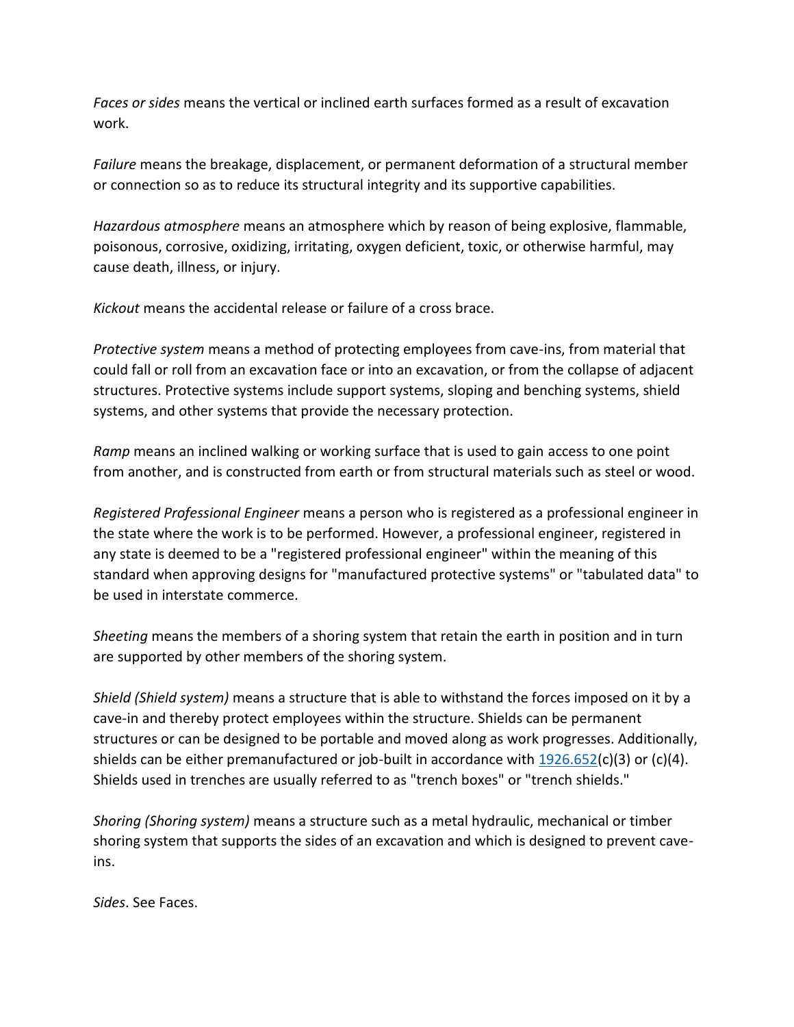*Faces or sides* means the vertical or inclined earth surfaces formed as a result of excavation work.

*Failure* means the breakage, displacement, or permanent deformation of a structural member or connection so as to reduce its structural integrity and its supportive capabilities.

*Hazardous atmosphere* means an atmosphere which by reason of being explosive, flammable, poisonous, corrosive, oxidizing, irritating, oxygen deficient, toxic, or otherwise harmful, may cause death, illness, or injury.

*Kickout* means the accidental release or failure of a cross brace.

*Protective system* means a method of protecting employees from cave-ins, from material that could fall or roll from an excavation face or into an excavation, or from the collapse of adjacent structures. Protective systems include support systems, sloping and benching systems, shield systems, and other systems that provide the necessary protection.

*Ramp* means an inclined walking or working surface that is used to gain access to one point from another, and is constructed from earth or from structural materials such as steel or wood.

*Registered Professional Engineer* means a person who is registered as a professional engineer in the state where the work is to be performed. However, a professional engineer, registered in any state is deemed to be a "registered professional engineer" within the meaning of this standard when approving designs for "manufactured protective systems" or "tabulated data" to be used in interstate commerce.

*Sheeting* means the members of a shoring system that retain the earth in position and in turn are supported by other members of the shoring system.

*Shield (Shield system)* means a structure that is able to withstand the forces imposed on it by a cave-in and thereby protect employees within the structure. Shields can be permanent structures or can be designed to be portable and moved along as work progresses. Additionally, shields can be either premanufactured or job-built in accordance with 1926.652(c)(3) or (c)(4). Shields used in trenches are usually referred to as "trench boxes" or "trench shields."

*Shoring (Shoring system)* means a structure such as a metal hydraulic, mechanical or timber shoring system that supports the sides of an excavation and which is designed to prevent cave-ins.

*Sides*. See Faces.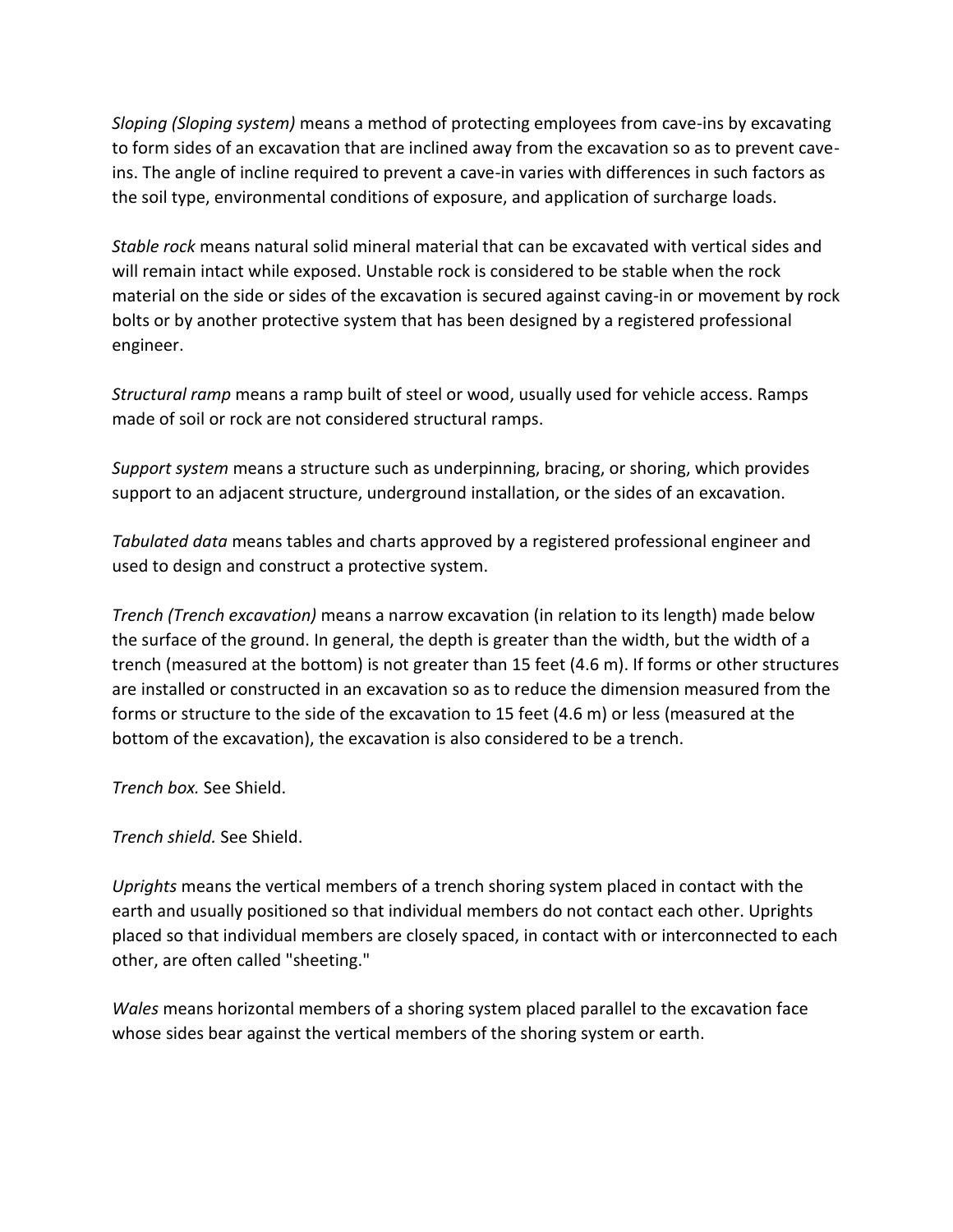*Sloping (Sloping system)* means a method of protecting employees from cave-ins by excavating to form sides of an excavation that are inclined away from the excavation so as to prevent cave-ins. The angle of incline required to prevent a cave-in varies with differences in such factors as the soil type, environmental conditions of exposure, and application of surcharge loads.

*Stable rock* means natural solid mineral material that can be excavated with vertical sides and will remain intact while exposed. Unstable rock is considered to be stable when the rock material on the side or sides of the excavation is secured against caving-in or movement by rock bolts or by another protective system that has been designed by a registered professional engineer.

*Structural ramp* means a ramp built of steel or wood, usually used for vehicle access. Ramps made of soil or rock are not considered structural ramps.

*Support system* means a structure such as underpinning, bracing, or shoring, which provides support to an adjacent structure, underground installation, or the sides of an excavation.

*Tabulated data* means tables and charts approved by a registered professional engineer and used to design and construct a protective system.

*Trench (Trench excavation)* means a narrow excavation (in relation to its length) made below the surface of the ground. In general, the depth is greater than the width, but the width of a trench (measured at the bottom) is not greater than 15 feet (4.6 m). If forms or other structures are installed or constructed in an excavation so as to reduce the dimension measured from the forms or structure to the side of the excavation to 15 feet (4.6 m) or less (measured at the bottom of the excavation), the excavation is also considered to be a trench.

*Trench box.* See Shield.

*Trench shield.* See Shield.

*Uprights* means the vertical members of a trench shoring system placed in contact with the earth and usually positioned so that individual members do not contact each other. Uprights placed so that individual members are closely spaced, in contact with or interconnected to each other, are often called "sheeting."

*Wales* means horizontal members of a shoring system placed parallel to the excavation face whose sides bear against the vertical members of the shoring system or earth.